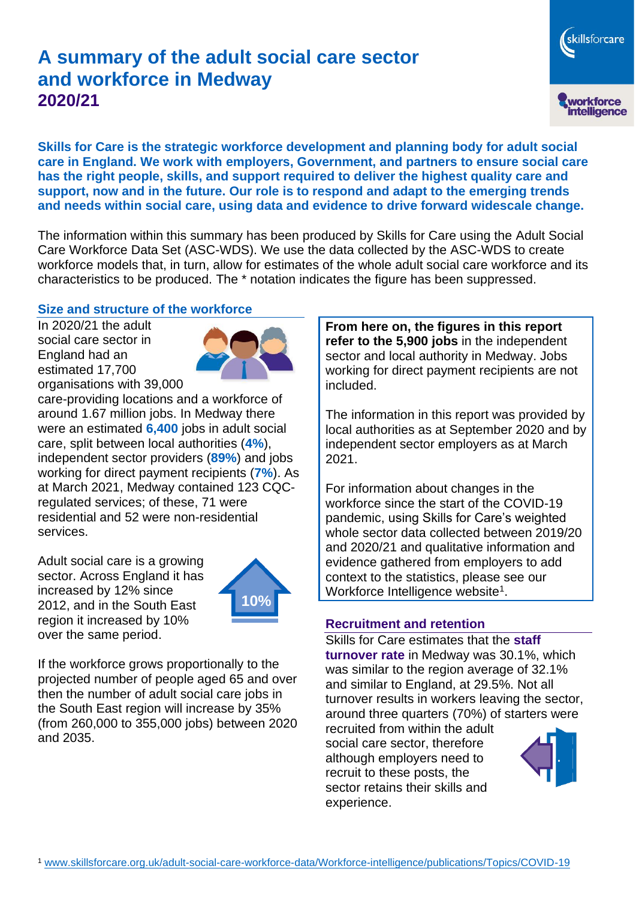# A summary of the adult social care sector and workforce in Medway
## 2020/21

**Skills for Care is the strategic workforce development and planning body for adult social care in England. We work with employers, Government, and partners to ensure social care has the right people, skills, and support required to deliver the highest quality care and support, now and in the future. Our role is to respond and adapt to the emerging trends and needs within social care, using data and evidence to drive forward widescale change.**

The information within this summary has been produced by Skills for Care using the Adult Social Care Workforce Data Set (ASC-WDS). We use the data collected by the ASC-WDS to create workforce models that, in turn, allow for estimates of the whole adult social care workforce and its characteristics to be produced. The * notation indicates the figure has been suppressed.

### Size and structure of the workforce

In 2020/21 the adult social care sector in England had an estimated 17,700 organisations with 39,000 care-providing locations and a workforce of around 1.67 million jobs. In Medway there were an estimated **6,400** jobs in adult social care, split between local authorities (**4%**), independent sector providers (**89%**) and jobs working for direct payment recipients (**7%**). As at March 2021, Medway contained 123 CQC-regulated services; of these, 71 were residential and 52 were non-residential services.

Adult social care is a growing sector. Across England it has increased by 12% since 2012, and in the South East region it increased by 10% over the same period.

10%

If the workforce grows proportionally to the projected number of people aged 65 and over then the number of adult social care jobs in the South East region will increase by 35% (from 260,000 to 355,000 jobs) between 2020 and 2035.

**From here on, the figures in this report refer to the 5,900 jobs** in the independent sector and local authority in Medway. Jobs working for direct payment recipients are not included.

The information in this report was provided by local authorities as at September 2020 and by independent sector employers as at March 2021.

For information about changes in the workforce since the start of the COVID-19 pandemic, using Skills for Care's weighted whole sector data collected between 2019/20 and 2020/21 and qualitative information and evidence gathered from employers to add context to the statistics, please see our Workforce Intelligence website[1].

### Recruitment and retention

Skills for Care estimates that the **staff turnover rate** in Medway was 30.1%, which was similar to the region average of 32.1% and similar to England, at 29.5%. Not all turnover results in workers leaving the sector, around three quarters (70%) of starters were recruited from within the adult social care sector, therefore although employers need to recruit to these posts, the sector retains their skills and experience.

[1] www.skillsforcare.org.uk/adult-social-care-workforce-data/Workforce-intelligence/publications/Topics/COVID-19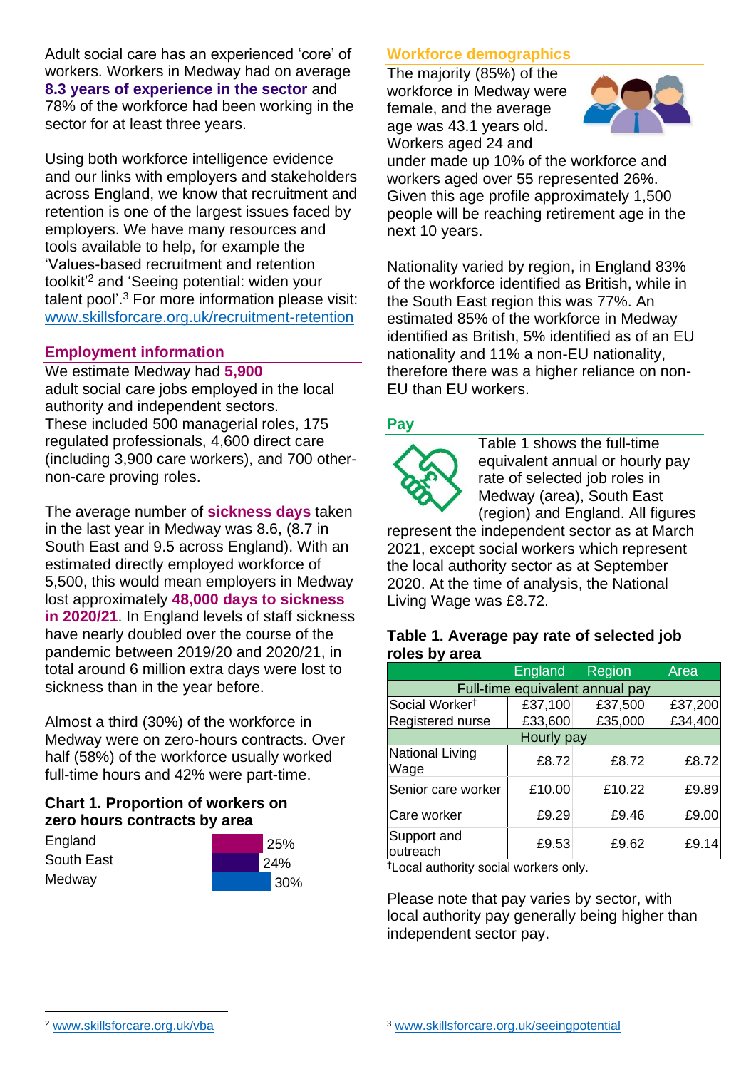Adult social care has an experienced 'core' of workers. Workers in Medway had on average **8.3 years of experience in the sector** and 78% of the workforce had been working in the sector for at least three years.

Using both workforce intelligence evidence and our links with employers and stakeholders across England, we know that recruitment and retention is one of the largest issues faced by employers. We have many resources and tools available to help, for example the 'Values-based recruitment and retention toolkit'[2] and 'Seeing potential: widen your talent pool'.[3] For more information please visit: www.skillsforcare.org.uk/recruitment-retention

## Employment information

We estimate Medway had **5,900** adult social care jobs employed in the local authority and independent sectors. These included 500 managerial roles, 175 regulated professionals, 4,600 direct care (including 3,900 care workers), and 700 other-non-care proving roles.

The average number of **sickness days** taken in the last year in Medway was 8.6, (8.7 in South East and 9.5 across England). With an estimated directly employed workforce of 5,500, this would mean employers in Medway lost approximately **48,000 days to sickness in 2020/21**. In England levels of staff sickness have nearly doubled over the course of the pandemic between 2019/20 and 2020/21, in total around 6 million extra days were lost to sickness than in the year before.

Almost a third (30%) of the workforce in Medway were on zero-hours contracts. Over half (58%) of the workforce usually worked full-time hours and 42% were part-time.

### Chart 1. Proportion of workers on zero hours contracts by area

England
South East
Medway
25%
24%
30%

## Workforce demographics

The majority (85%) of the workforce in Medway were female, and the average age was 43.1 years old. Workers aged 24 and under made up 10% of the workforce and workers aged over 55 represented 26%. Given this age profile approximately 1,500 people will be reaching retirement age in the next 10 years.

Nationality varied by region, in England 83% of the workforce identified as British, while in the South East region this was 77%. An estimated 85% of the workforce in Medway identified as British, 5% identified as of an EU nationality and 11% a non-EU nationality, therefore there was a higher reliance on non-EU than EU workers.

## Pay

Table 1 shows the full-time equivalent annual or hourly pay rate of selected job roles in Medway (area), South East (region) and England. All figures represent the independent sector as at March 2021, except social workers which represent the local authority sector as at September 2020. At the time of analysis, the National Living Wage was £8.72.

### Table 1. Average pay rate of selected job roles by area

| | England | Region | Area |
|---|---|---|---|
| Full-time equivalent annual pay | | | |
| Social Worker† | £37,100 | £37,500 | £37,200 |
| Registered nurse | £33,600 | £35,000 | £34,400 |
| Hourly pay | | | |
| National Living Wage | £8.72 | £8.72 | £8.72 |
| Senior care worker | £10.00 | £10.22 | £9.89 |
| Care worker | £9.29 | £9.46 | £9.00 |
| Support and outreach | £9.53 | £9.62 | £9.14 |

†Local authority social workers only.

Please note that pay varies by sector, with local authority pay generally being higher than independent sector pay.

[2] www.skillsforcare.org.uk/vba

[3] www.skillsforcare.org.uk/seeingpotential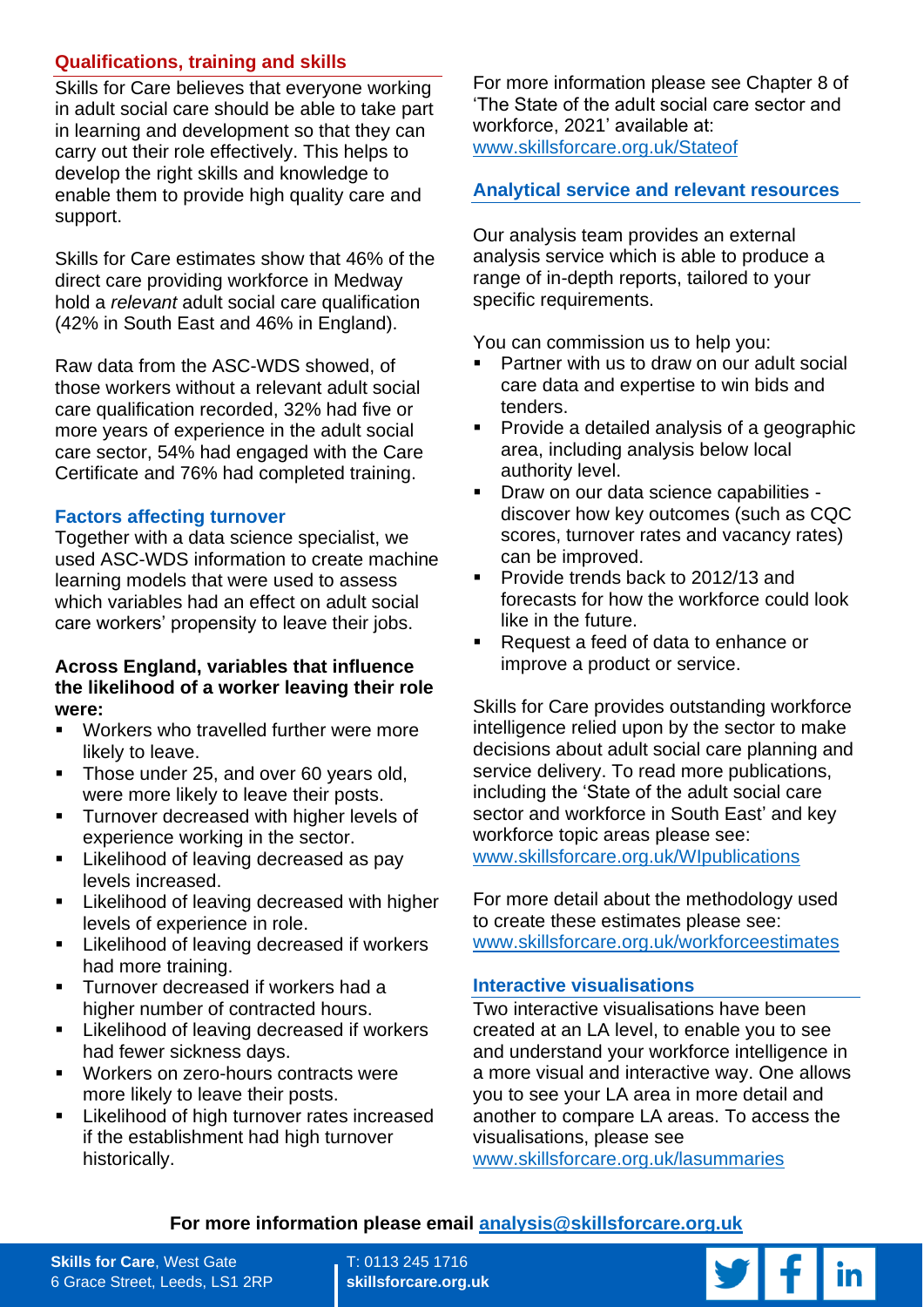## Qualifications, training and skills

Skills for Care believes that everyone working in adult social care should be able to take part in learning and development so that they can carry out their role effectively. This helps to develop the right skills and knowledge to enable them to provide high quality care and support.

Skills for Care estimates show that 46% of the direct care providing workforce in Medway hold a *relevant* adult social care qualification (42% in South East and 46% in England).

Raw data from the ASC-WDS showed, of those workers without a relevant adult social care qualification recorded, 32% had five or more years of experience in the adult social care sector, 54% had engaged with the Care Certificate and 76% had completed training.

## Factors affecting turnover

Together with a data science specialist, we used ASC-WDS information to create machine learning models that were used to assess which variables had an effect on adult social care workers' propensity to leave their jobs.

**Across England, variables that influence the likelihood of a worker leaving their role were:**

- Workers who travelled further were more likely to leave.
- Those under 25, and over 60 years old, were more likely to leave their posts.
- Turnover decreased with higher levels of experience working in the sector.
- Likelihood of leaving decreased as pay levels increased.
- Likelihood of leaving decreased with higher levels of experience in role.
- Likelihood of leaving decreased if workers had more training.
- Turnover decreased if workers had a higher number of contracted hours.
- Likelihood of leaving decreased if workers had fewer sickness days.
- Workers on zero-hours contracts were more likely to leave their posts.
- Likelihood of high turnover rates increased if the establishment had high turnover historically.

For more information please see Chapter 8 of 'The State of the adult social care sector and workforce, 2021' available at: www.skillsforcare.org.uk/Stateof

## Analytical service and relevant resources

Our analysis team provides an external analysis service which is able to produce a range of in-depth reports, tailored to your specific requirements.

You can commission us to help you:

- Partner with us to draw on our adult social care data and expertise to win bids and tenders.
- Provide a detailed analysis of a geographic area, including analysis below local authority level.
- Draw on our data science capabilities - discover how key outcomes (such as CQC scores, turnover rates and vacancy rates) can be improved.
- Provide trends back to 2012/13 and forecasts for how the workforce could look like in the future.
- Request a feed of data to enhance or improve a product or service.

Skills for Care provides outstanding workforce intelligence relied upon by the sector to make decisions about adult social care planning and service delivery. To read more publications, including the 'State of the adult social care sector and workforce in South East' and key workforce topic areas please see: www.skillsforcare.org.uk/WIpublications

For more detail about the methodology used to create these estimates please see: www.skillsforcare.org.uk/workforceestimates

## Interactive visualisations

Two interactive visualisations have been created at an LA level, to enable you to see and understand your workforce intelligence in a more visual and interactive way. One allows you to see your LA area in more detail and another to compare LA areas. To access the visualisations, please see www.skillsforcare.org.uk/lasummaries

**For more information please email analysis@skillsforcare.org.uk**

**Skills for Care**, West Gate
6 Grace Street, Leeds, LS1 2RP

T: 0113 245 1716
**skillsforcare.org.uk**